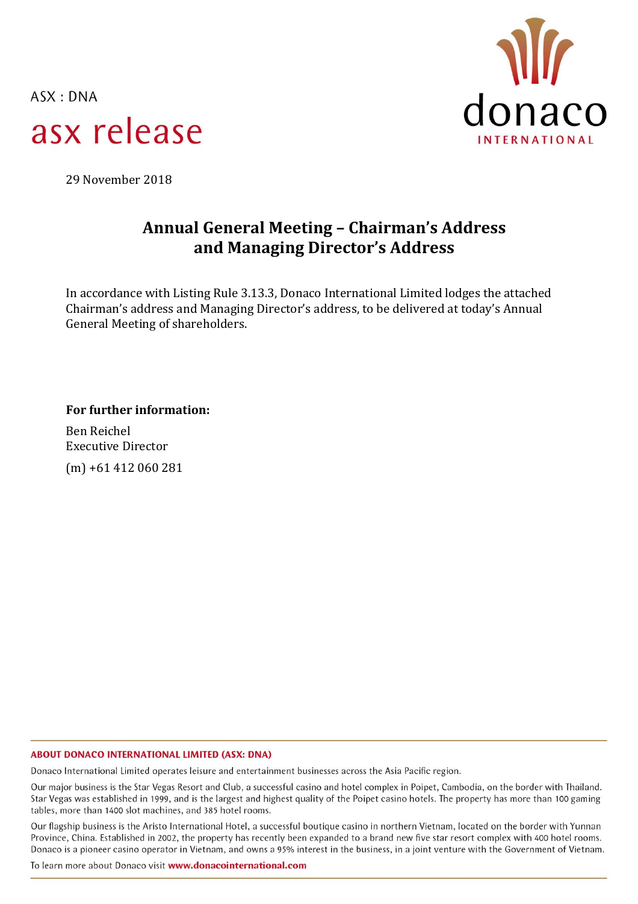ASX : DNA

# asx release

donaco INTERNATIONAL

29 November 2018

## Annual General Meeting – Chairman's Address and Managing Director's Address

In accordance with Listing Rule 3.13.3, Donaco International Limited lodges the attached Chairman's address and Managing Director's address, to be delivered at today's Annual General Meeting of shareholders.

**For further information:**

Ben Reichel
Executive Director

(m) +61 412 060 281

**ABOUT DONACO INTERNATIONAL LIMITED (ASX: DNA)**

Donaco International Limited operates leisure and entertainment businesses across the Asia Pacific region.

Our major business is the Star Vegas Resort and Club, a successful casino and hotel complex in Poipet, Cambodia, on the border with Thailand. Star Vegas was established in 1999, and is the largest and highest quality of the Poipet casino hotels. The property has more than 100 gaming tables, more than 1400 slot machines, and 385 hotel rooms.

Our flagship business is the Aristo International Hotel, a successful boutique casino in northern Vietnam, located on the border with Yunnan Province, China. Established in 2002, the property has recently been expanded to a brand new five star resort complex with 400 hotel rooms. Donaco is a pioneer casino operator in Vietnam, and owns a 95% interest in the business, in a joint venture with the Government of Vietnam.

To learn more about Donaco visit **www.donacointernational.com**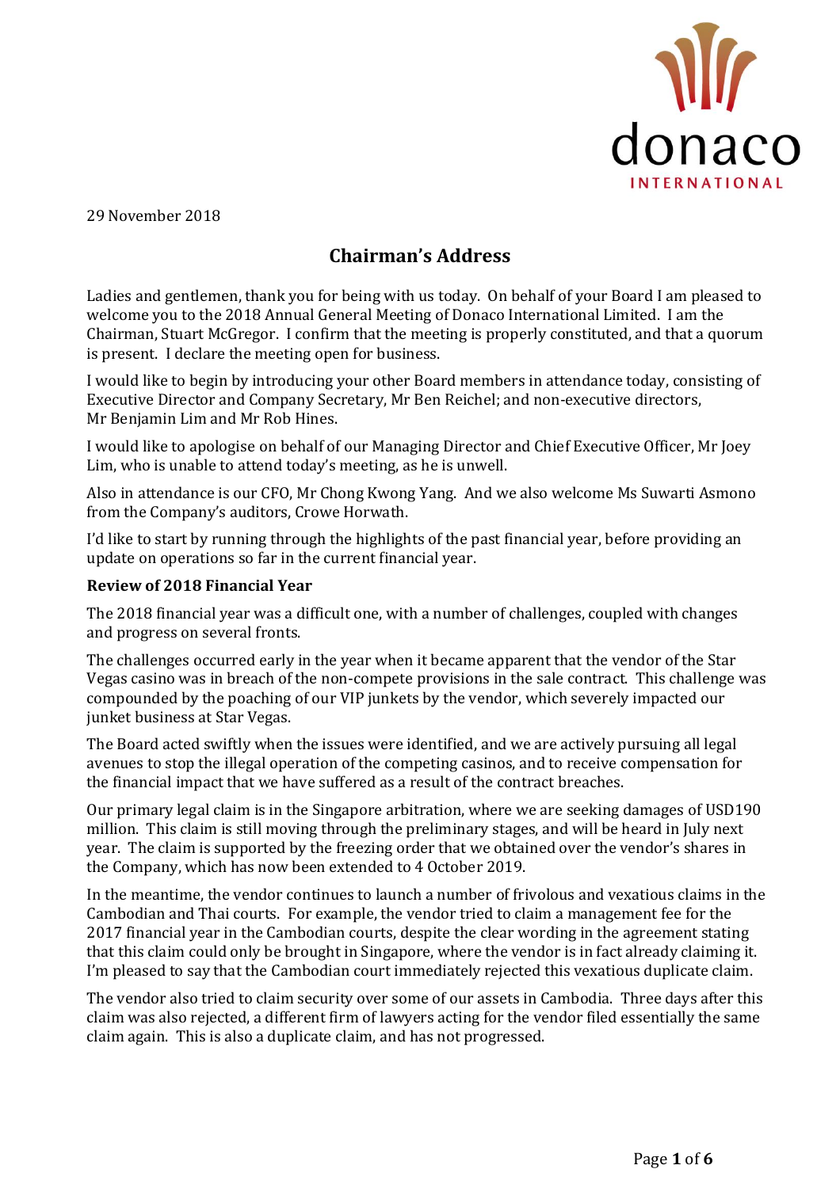29 November 2018

# Chairman's Address

Ladies and gentlemen, thank you for being with us today. On behalf of your Board I am pleased to welcome you to the 2018 Annual General Meeting of Donaco International Limited. I am the Chairman, Stuart McGregor. I confirm that the meeting is properly constituted, and that a quorum is present. I declare the meeting open for business.

I would like to begin by introducing your other Board members in attendance today, consisting of Executive Director and Company Secretary, Mr Ben Reichel; and non-executive directors, Mr Benjamin Lim and Mr Rob Hines.

I would like to apologise on behalf of our Managing Director and Chief Executive Officer, Mr Joey Lim, who is unable to attend today's meeting, as he is unwell.

Also in attendance is our CFO, Mr Chong Kwong Yang. And we also welcome Ms Suwarti Asmono from the Company's auditors, Crowe Horwath.

I'd like to start by running through the highlights of the past financial year, before providing an update on operations so far in the current financial year.

**Review of 2018 Financial Year**

The 2018 financial year was a difficult one, with a number of challenges, coupled with changes and progress on several fronts.

The challenges occurred early in the year when it became apparent that the vendor of the Star Vegas casino was in breach of the non-compete provisions in the sale contract. This challenge was compounded by the poaching of our VIP junkets by the vendor, which severely impacted our junket business at Star Vegas.

The Board acted swiftly when the issues were identified, and we are actively pursuing all legal avenues to stop the illegal operation of the competing casinos, and to receive compensation for the financial impact that we have suffered as a result of the contract breaches.

Our primary legal claim is in the Singapore arbitration, where we are seeking damages of USD190 million. This claim is still moving through the preliminary stages, and will be heard in July next year. The claim is supported by the freezing order that we obtained over the vendor's shares in the Company, which has now been extended to 4 October 2019.

In the meantime, the vendor continues to launch a number of frivolous and vexatious claims in the Cambodian and Thai courts. For example, the vendor tried to claim a management fee for the 2017 financial year in the Cambodian courts, despite the clear wording in the agreement stating that this claim could only be brought in Singapore, where the vendor is in fact already claiming it. I'm pleased to say that the Cambodian court immediately rejected this vexatious duplicate claim.

The vendor also tried to claim security over some of our assets in Cambodia. Three days after this claim was also rejected, a different firm of lawyers acting for the vendor filed essentially the same claim again. This is also a duplicate claim, and has not progressed.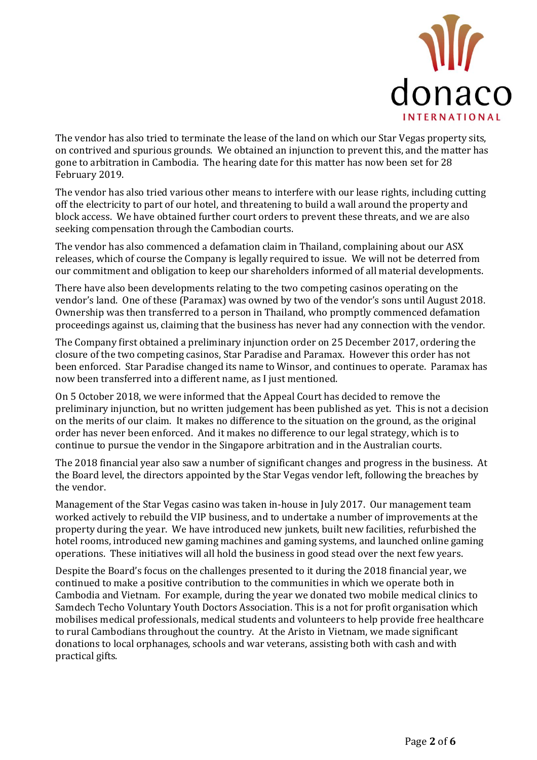The vendor has also tried to terminate the lease of the land on which our Star Vegas property sits, on contrived and spurious grounds. We obtained an injunction to prevent this, and the matter has gone to arbitration in Cambodia. The hearing date for this matter has now been set for 28 February 2019.

The vendor has also tried various other means to interfere with our lease rights, including cutting off the electricity to part of our hotel, and threatening to build a wall around the property and block access. We have obtained further court orders to prevent these threats, and we are also seeking compensation through the Cambodian courts.

The vendor has also commenced a defamation claim in Thailand, complaining about our ASX releases, which of course the Company is legally required to issue. We will not be deterred from our commitment and obligation to keep our shareholders informed of all material developments.

There have also been developments relating to the two competing casinos operating on the vendor's land. One of these (Paramax) was owned by two of the vendor's sons until August 2018. Ownership was then transferred to a person in Thailand, who promptly commenced defamation proceedings against us, claiming that the business has never had any connection with the vendor.

The Company first obtained a preliminary injunction order on 25 December 2017, ordering the closure of the two competing casinos, Star Paradise and Paramax. However this order has not been enforced. Star Paradise changed its name to Winsor, and continues to operate. Paramax has now been transferred into a different name, as I just mentioned.

On 5 October 2018, we were informed that the Appeal Court has decided to remove the preliminary injunction, but no written judgement has been published as yet. This is not a decision on the merits of our claim. It makes no difference to the situation on the ground, as the original order has never been enforced. And it makes no difference to our legal strategy, which is to continue to pursue the vendor in the Singapore arbitration and in the Australian courts.

The 2018 financial year also saw a number of significant changes and progress in the business. At the Board level, the directors appointed by the Star Vegas vendor left, following the breaches by the vendor.

Management of the Star Vegas casino was taken in-house in July 2017. Our management team worked actively to rebuild the VIP business, and to undertake a number of improvements at the property during the year. We have introduced new junkets, built new facilities, refurbished the hotel rooms, introduced new gaming machines and gaming systems, and launched online gaming operations. These initiatives will all hold the business in good stead over the next few years.

Despite the Board's focus on the challenges presented to it during the 2018 financial year, we continued to make a positive contribution to the communities in which we operate both in Cambodia and Vietnam. For example, during the year we donated two mobile medical clinics to Samdech Techo Voluntary Youth Doctors Association. This is a not for profit organisation which mobilises medical professionals, medical students and volunteers to help provide free healthcare to rural Cambodians throughout the country. At the Aristo in Vietnam, we made significant donations to local orphanages, schools and war veterans, assisting both with cash and with practical gifts.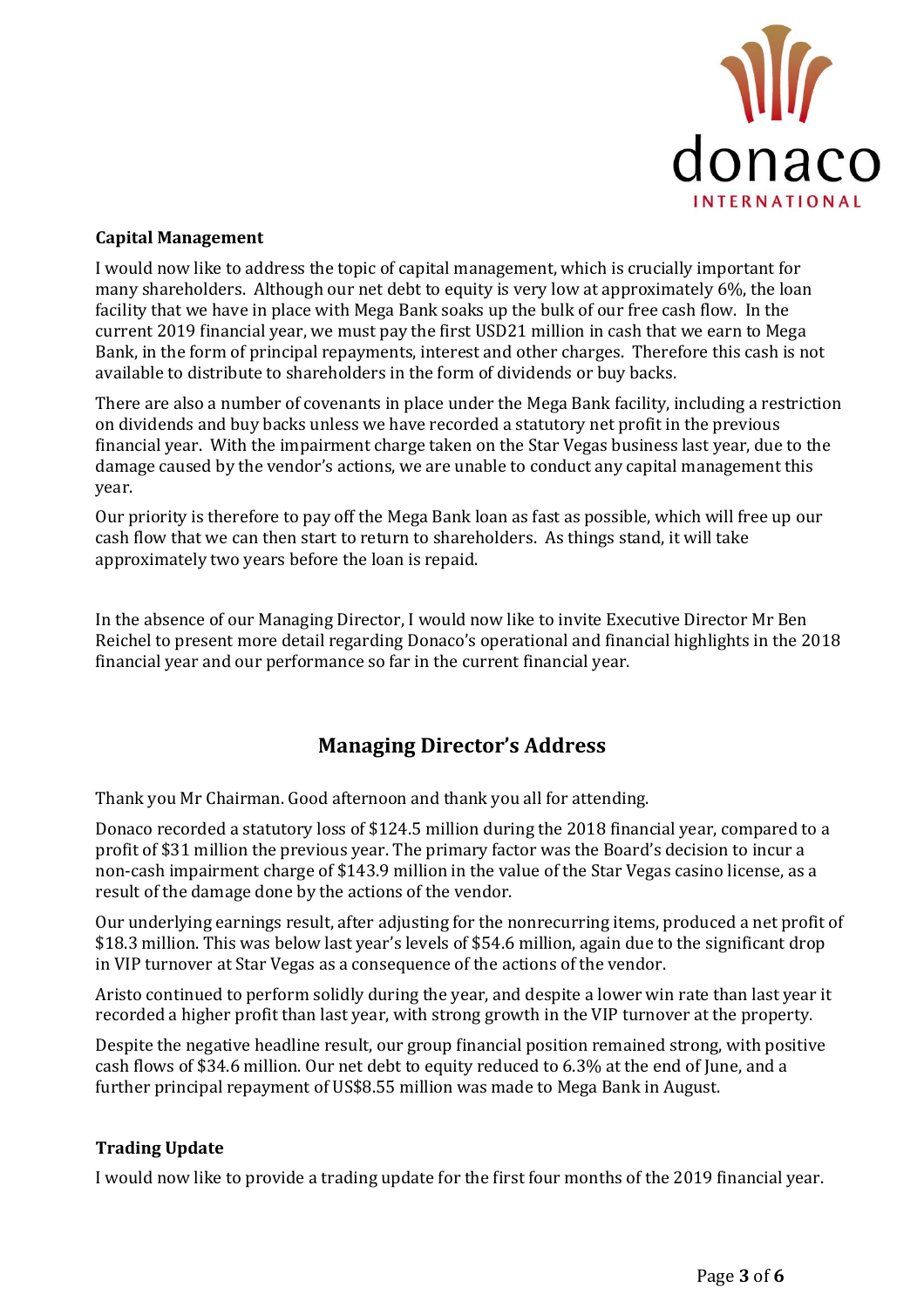### Capital Management

I would now like to address the topic of capital management, which is crucially important for many shareholders. Although our net debt to equity is very low at approximately 6%, the loan facility that we have in place with Mega Bank soaks up the bulk of our free cash flow. In the current 2019 financial year, we must pay the first USD21 million in cash that we earn to Mega Bank, in the form of principal repayments, interest and other charges. Therefore this cash is not available to distribute to shareholders in the form of dividends or buy backs.

There are also a number of covenants in place under the Mega Bank facility, including a restriction on dividends and buy backs unless we have recorded a statutory net profit in the previous financial year. With the impairment charge taken on the Star Vegas business last year, due to the damage caused by the vendor's actions, we are unable to conduct any capital management this year.

Our priority is therefore to pay off the Mega Bank loan as fast as possible, which will free up our cash flow that we can then start to return to shareholders. As things stand, it will take approximately two years before the loan is repaid.

In the absence of our Managing Director, I would now like to invite Executive Director Mr Ben Reichel to present more detail regarding Donaco's operational and financial highlights in the 2018 financial year and our performance so far in the current financial year.

## Managing Director's Address

Thank you Mr Chairman. Good afternoon and thank you all for attending.

Donaco recorded a statutory loss of $124.5 million during the 2018 financial year, compared to a profit of $31 million the previous year. The primary factor was the Board's decision to incur a non-cash impairment charge of $143.9 million in the value of the Star Vegas casino license, as a result of the damage done by the actions of the vendor.

Our underlying earnings result, after adjusting for the nonrecurring items, produced a net profit of $18.3 million. This was below last year's levels of $54.6 million, again due to the significant drop in VIP turnover at Star Vegas as a consequence of the actions of the vendor.

Aristo continued to perform solidly during the year, and despite a lower win rate than last year it recorded a higher profit than last year, with strong growth in the VIP turnover at the property.

Despite the negative headline result, our group financial position remained strong, with positive cash flows of $34.6 million. Our net debt to equity reduced to 6.3% at the end of June, and a further principal repayment of US$8.55 million was made to Mega Bank in August.

### Trading Update

I would now like to provide a trading update for the first four months of the 2019 financial year.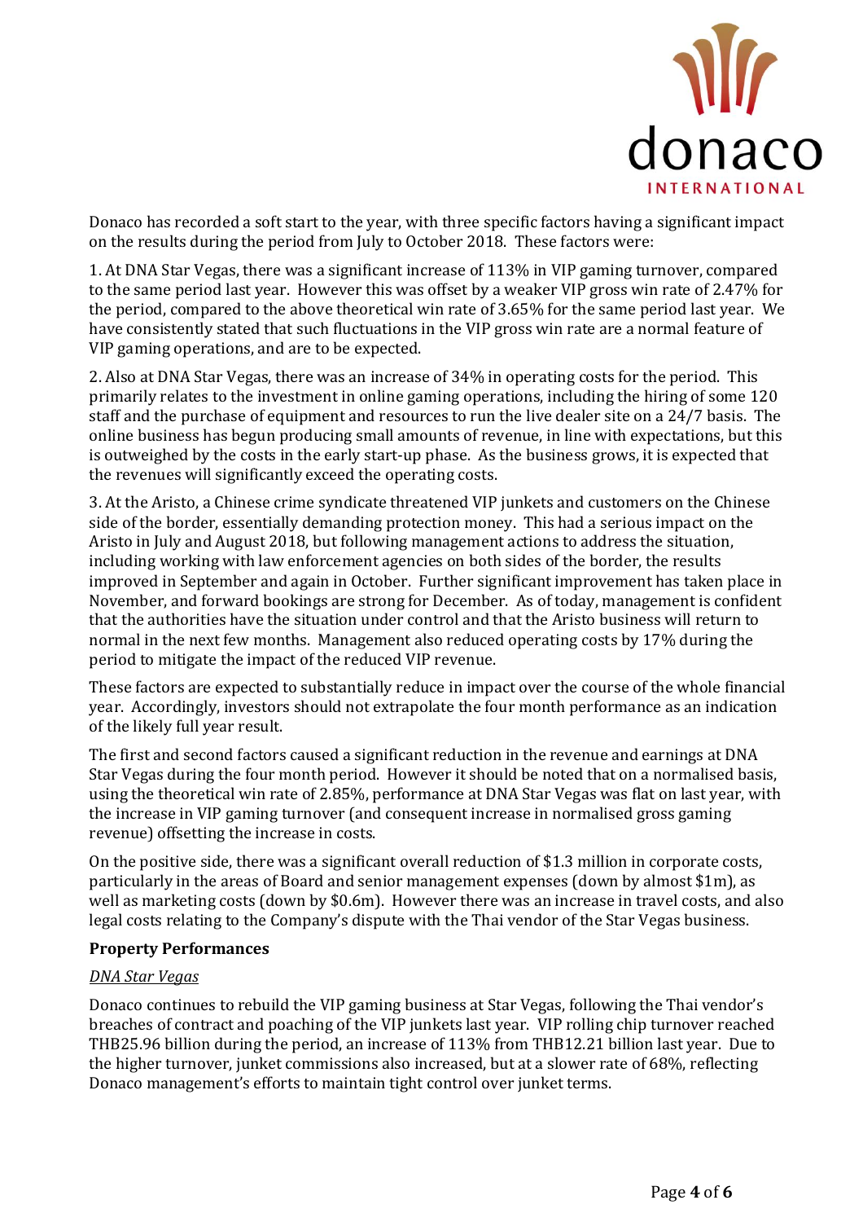Donaco has recorded a soft start to the year, with three specific factors having a significant impact on the results during the period from July to October 2018. These factors were:

1. At DNA Star Vegas, there was a significant increase of 113% in VIP gaming turnover, compared to the same period last year. However this was offset by a weaker VIP gross win rate of 2.47% for the period, compared to the above theoretical win rate of 3.65% for the same period last year. We have consistently stated that such fluctuations in the VIP gross win rate are a normal feature of VIP gaming operations, and are to be expected.

2. Also at DNA Star Vegas, there was an increase of 34% in operating costs for the period. This primarily relates to the investment in online gaming operations, including the hiring of some 120 staff and the purchase of equipment and resources to run the live dealer site on a 24/7 basis. The online business has begun producing small amounts of revenue, in line with expectations, but this is outweighed by the costs in the early start-up phase. As the business grows, it is expected that the revenues will significantly exceed the operating costs.

3. At the Aristo, a Chinese crime syndicate threatened VIP junkets and customers on the Chinese side of the border, essentially demanding protection money. This had a serious impact on the Aristo in July and August 2018, but following management actions to address the situation, including working with law enforcement agencies on both sides of the border, the results improved in September and again in October. Further significant improvement has taken place in November, and forward bookings are strong for December. As of today, management is confident that the authorities have the situation under control and that the Aristo business will return to normal in the next few months. Management also reduced operating costs by 17% during the period to mitigate the impact of the reduced VIP revenue.

These factors are expected to substantially reduce in impact over the course of the whole financial year. Accordingly, investors should not extrapolate the four month performance as an indication of the likely full year result.

The first and second factors caused a significant reduction in the revenue and earnings at DNA Star Vegas during the four month period. However it should be noted that on a normalised basis, using the theoretical win rate of 2.85%, performance at DNA Star Vegas was flat on last year, with the increase in VIP gaming turnover (and consequent increase in normalised gross gaming revenue) offsetting the increase in costs.

On the positive side, there was a significant overall reduction of $1.3 million in corporate costs, particularly in the areas of Board and senior management expenses (down by almost $1m), as well as marketing costs (down by $0.6m). However there was an increase in travel costs, and also legal costs relating to the Company's dispute with the Thai vendor of the Star Vegas business.

**Property Performances**

*DNA Star Vegas*

Donaco continues to rebuild the VIP gaming business at Star Vegas, following the Thai vendor's breaches of contract and poaching of the VIP junkets last year. VIP rolling chip turnover reached THB25.96 billion during the period, an increase of 113% from THB12.21 billion last year. Due to the higher turnover, junket commissions also increased, but at a slower rate of 68%, reflecting Donaco management's efforts to maintain tight control over junket terms.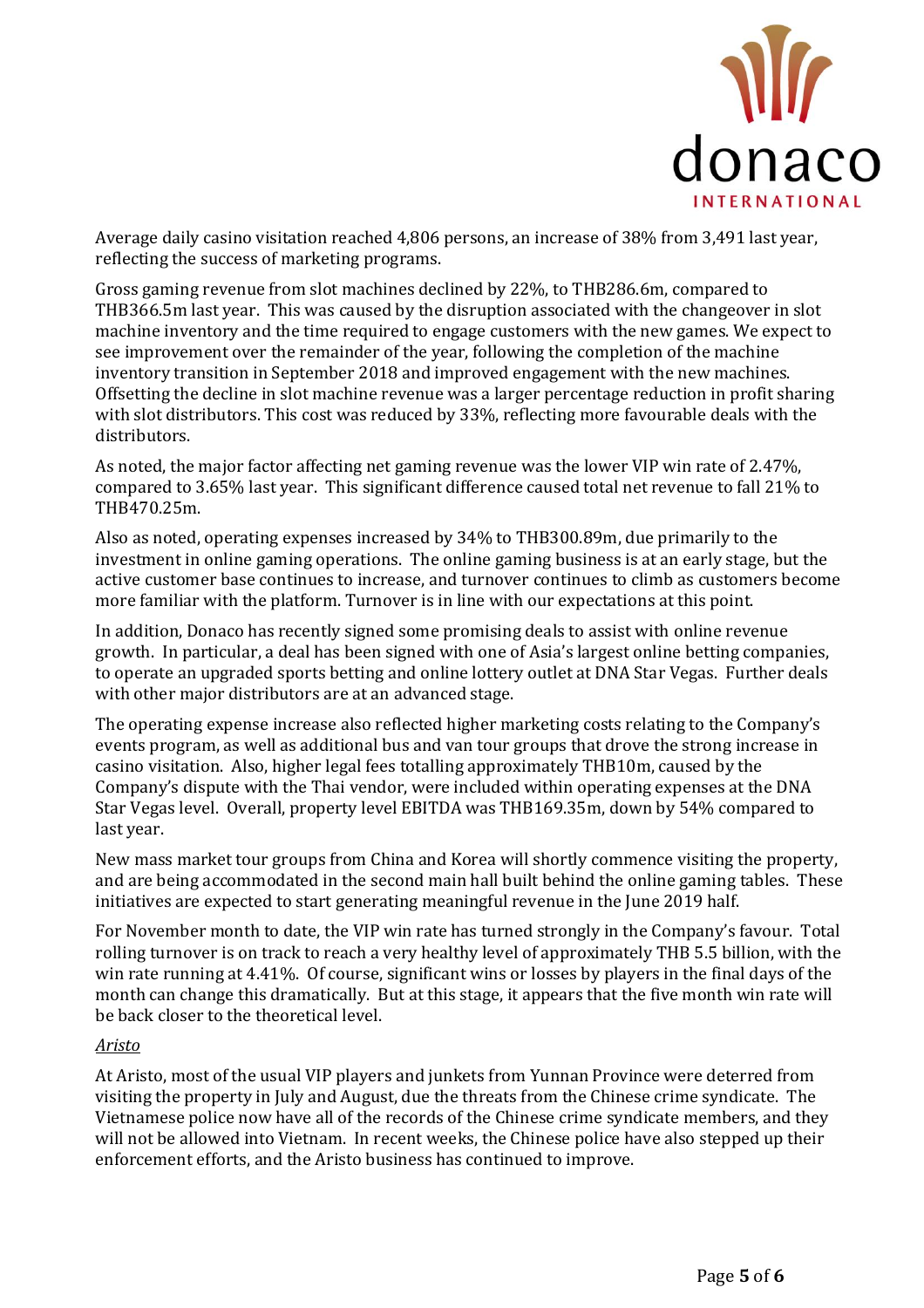Average daily casino visitation reached 4,806 persons, an increase of 38% from 3,491 last year, reflecting the success of marketing programs.

Gross gaming revenue from slot machines declined by 22%, to THB286.6m, compared to THB366.5m last year. This was caused by the disruption associated with the changeover in slot machine inventory and the time required to engage customers with the new games. We expect to see improvement over the remainder of the year, following the completion of the machine inventory transition in September 2018 and improved engagement with the new machines. Offsetting the decline in slot machine revenue was a larger percentage reduction in profit sharing with slot distributors. This cost was reduced by 33%, reflecting more favourable deals with the distributors.

As noted, the major factor affecting net gaming revenue was the lower VIP win rate of 2.47%, compared to 3.65% last year. This significant difference caused total net revenue to fall 21% to THB470.25m.

Also as noted, operating expenses increased by 34% to THB300.89m, due primarily to the investment in online gaming operations. The online gaming business is at an early stage, but the active customer base continues to increase, and turnover continues to climb as customers become more familiar with the platform. Turnover is in line with our expectations at this point.

In addition, Donaco has recently signed some promising deals to assist with online revenue growth. In particular, a deal has been signed with one of Asia's largest online betting companies, to operate an upgraded sports betting and online lottery outlet at DNA Star Vegas. Further deals with other major distributors are at an advanced stage.

The operating expense increase also reflected higher marketing costs relating to the Company's events program, as well as additional bus and van tour groups that drove the strong increase in casino visitation. Also, higher legal fees totalling approximately THB10m, caused by the Company's dispute with the Thai vendor, were included within operating expenses at the DNA Star Vegas level. Overall, property level EBITDA was THB169.35m, down by 54% compared to last year.

New mass market tour groups from China and Korea will shortly commence visiting the property, and are being accommodated in the second main hall built behind the online gaming tables. These initiatives are expected to start generating meaningful revenue in the June 2019 half.

For November month to date, the VIP win rate has turned strongly in the Company's favour. Total rolling turnover is on track to reach a very healthy level of approximately THB 5.5 billion, with the win rate running at 4.41%. Of course, significant wins or losses by players in the final days of the month can change this dramatically. But at this stage, it appears that the five month win rate will be back closer to the theoretical level.

*Aristo*

At Aristo, most of the usual VIP players and junkets from Yunnan Province were deterred from visiting the property in July and August, due the threats from the Chinese crime syndicate. The Vietnamese police now have all of the records of the Chinese crime syndicate members, and they will not be allowed into Vietnam. In recent weeks, the Chinese police have also stepped up their enforcement efforts, and the Aristo business has continued to improve.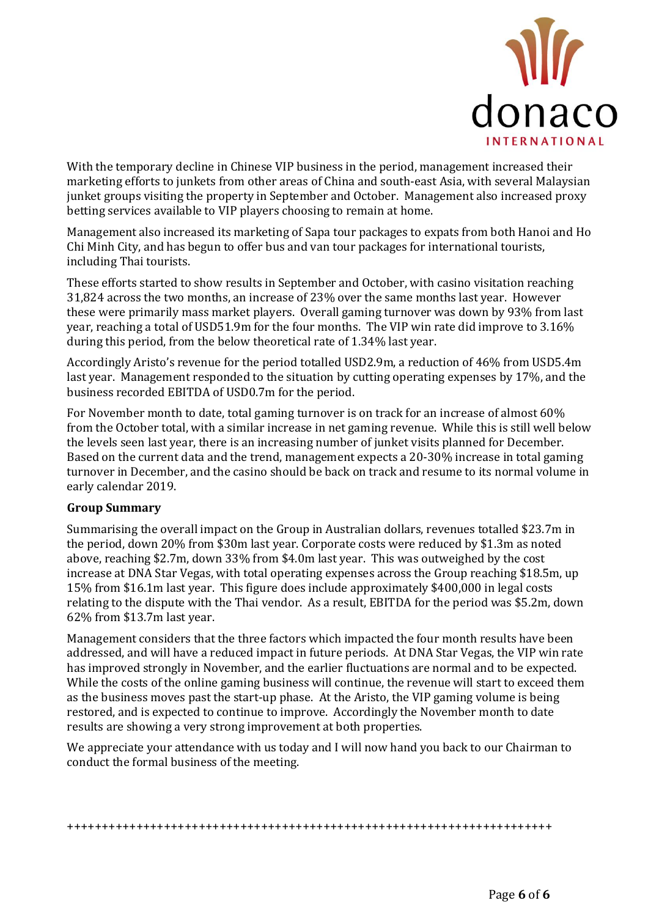With the temporary decline in Chinese VIP business in the period, management increased their marketing efforts to junkets from other areas of China and south-east Asia, with several Malaysian junket groups visiting the property in September and October. Management also increased proxy betting services available to VIP players choosing to remain at home.

Management also increased its marketing of Sapa tour packages to expats from both Hanoi and Ho Chi Minh City, and has begun to offer bus and van tour packages for international tourists, including Thai tourists.

These efforts started to show results in September and October, with casino visitation reaching 31,824 across the two months, an increase of 23% over the same months last year. However these were primarily mass market players. Overall gaming turnover was down by 93% from last year, reaching a total of USD51.9m for the four months. The VIP win rate did improve to 3.16% during this period, from the below theoretical rate of 1.34% last year.

Accordingly Aristo's revenue for the period totalled USD2.9m, a reduction of 46% from USD5.4m last year. Management responded to the situation by cutting operating expenses by 17%, and the business recorded EBITDA of USD0.7m for the period.

For November month to date, total gaming turnover is on track for an increase of almost 60% from the October total, with a similar increase in net gaming revenue. While this is still well below the levels seen last year, there is an increasing number of junket visits planned for December. Based on the current data and the trend, management expects a 20-30% increase in total gaming turnover in December, and the casino should be back on track and resume to its normal volume in early calendar 2019.

**Group Summary**

Summarising the overall impact on the Group in Australian dollars, revenues totalled $23.7m in the period, down 20% from $30m last year. Corporate costs were reduced by $1.3m as noted above, reaching $2.7m, down 33% from $4.0m last year. This was outweighed by the cost increase at DNA Star Vegas, with total operating expenses across the Group reaching $18.5m, up 15% from $16.1m last year. This figure does include approximately $400,000 in legal costs relating to the dispute with the Thai vendor. As a result, EBITDA for the period was $5.2m, down 62% from $13.7m last year.

Management considers that the three factors which impacted the four month results have been addressed, and will have a reduced impact in future periods. At DNA Star Vegas, the VIP win rate has improved strongly in November, and the earlier fluctuations are normal and to be expected. While the costs of the online gaming business will continue, the revenue will start to exceed them as the business moves past the start-up phase. At the Aristo, the VIP gaming volume is being restored, and is expected to continue to improve. Accordingly the November month to date results are showing a very strong improvement at both properties.

We appreciate your attendance with us today and I will now hand you back to our Chairman to conduct the formal business of the meeting.

++++++++++++++++++++++++++++++++++++++++++++++++++++++++++++++++++++++++